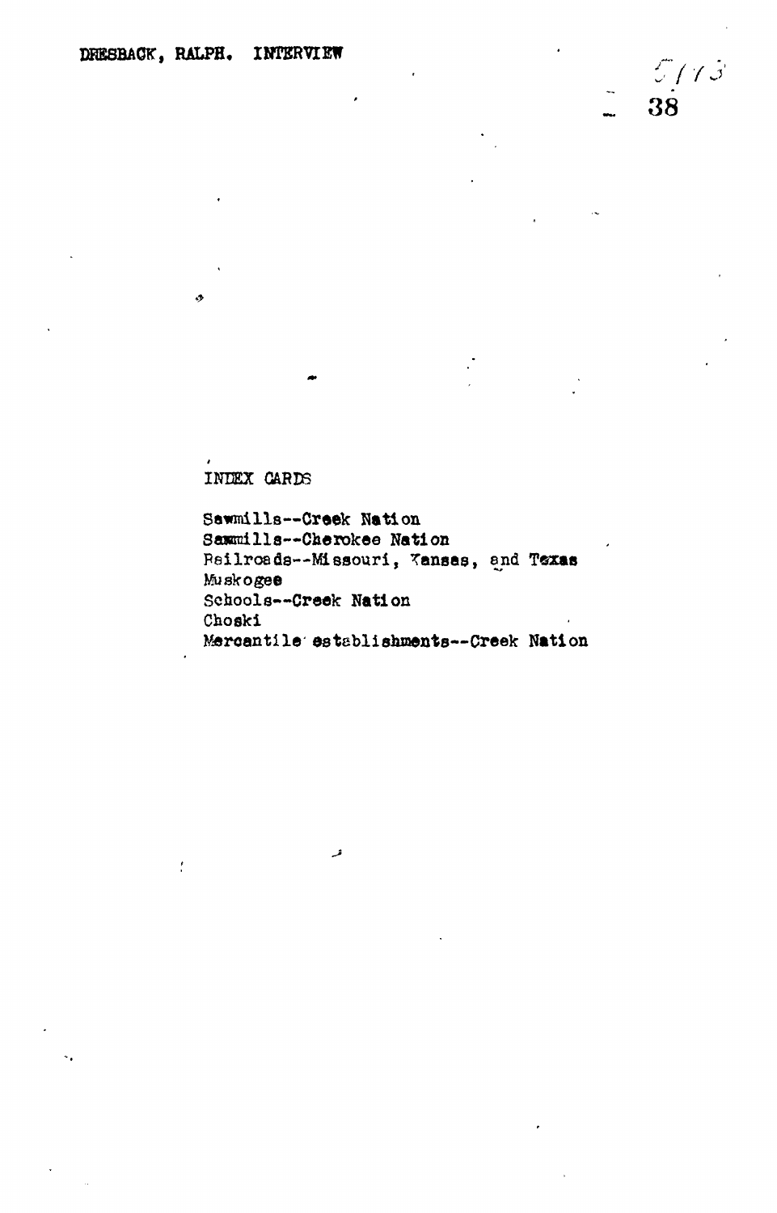DRESBACK, RALPH. INTERVIEW

5113

38

INDEX CARDS

Sawmills--Creek Nation
Sawmills--Cherokee Nation
Railroads--Missouri, Kansas, and Texas
Muskogee
Schools--Creek Nation
Choski
Mercantile establishments--Creek Nation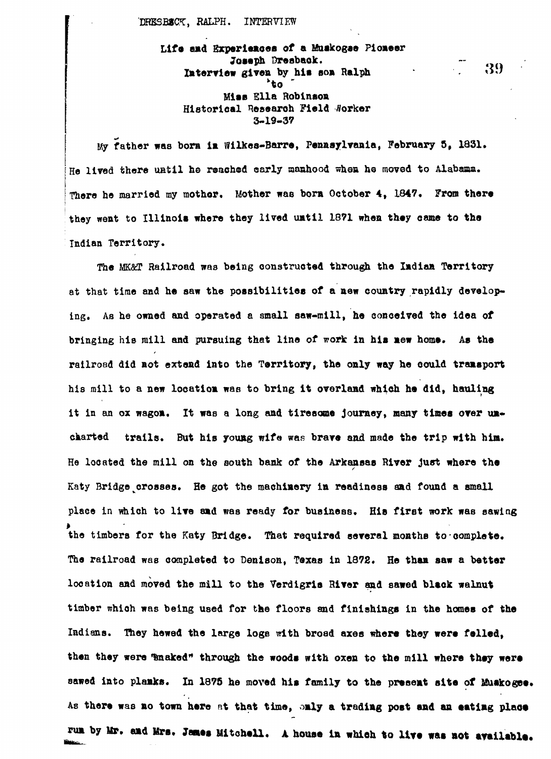DRESBACK, RALPH. INTERVIEW

Life and Experiences of a Muskogee Pioneer
Joseph Dresback.
Interview given by his son Ralph
to
Miss Ella Robinson
Historical Research Field Worker
3-19-37

My father was born in Wilkes-Barre, Pennsylvania, February 5, 1831. He lived there until he reached early manhood when he moved to Alabama. There he married my mother. Mother was born October 4, 1847. From there they went to Illinois where they lived until 1871 when they came to the Indian Territory.

The MK&T Railroad was being constructed through the Indian Territory at that time and he saw the possibilities of a new country rapidly developing. As he owned and operated a small saw-mill, he conceived the idea of bringing his mill and pursuing that line of work in his new home. As the railroad did not extend into the Territory, the only way he could transport his mill to a new location was to bring it overland which he did, hauling it in an ox wagon. It was a long and tiresome journey, many times over uncharted trails. But his young wife was brave and made the trip with him. He located the mill on the south bank of the Arkansas River just where the Katy Bridge crosses. He got the machinery in readiness and found a small place in which to live and was ready for business. His first work was sawing the timbers for the Katy Bridge. That required several months to complete. The railroad was completed to Denison, Texas in 1872. He than saw a better location and moved the mill to the Verdigris River and sawed black walnut timber which was being used for the floors and finishings in the homes of the Indians. They hewed the large logs with broad axes where they were felled, then they were "snaked" through the woods with oxen to the mill where they were sawed into planks. In 1875 he moved his family to the present site of Muskogee. As there was no town here at that time, only a trading post and an eating place run by Mr. and Mrs. James Mitchell. A house in which to live was not available.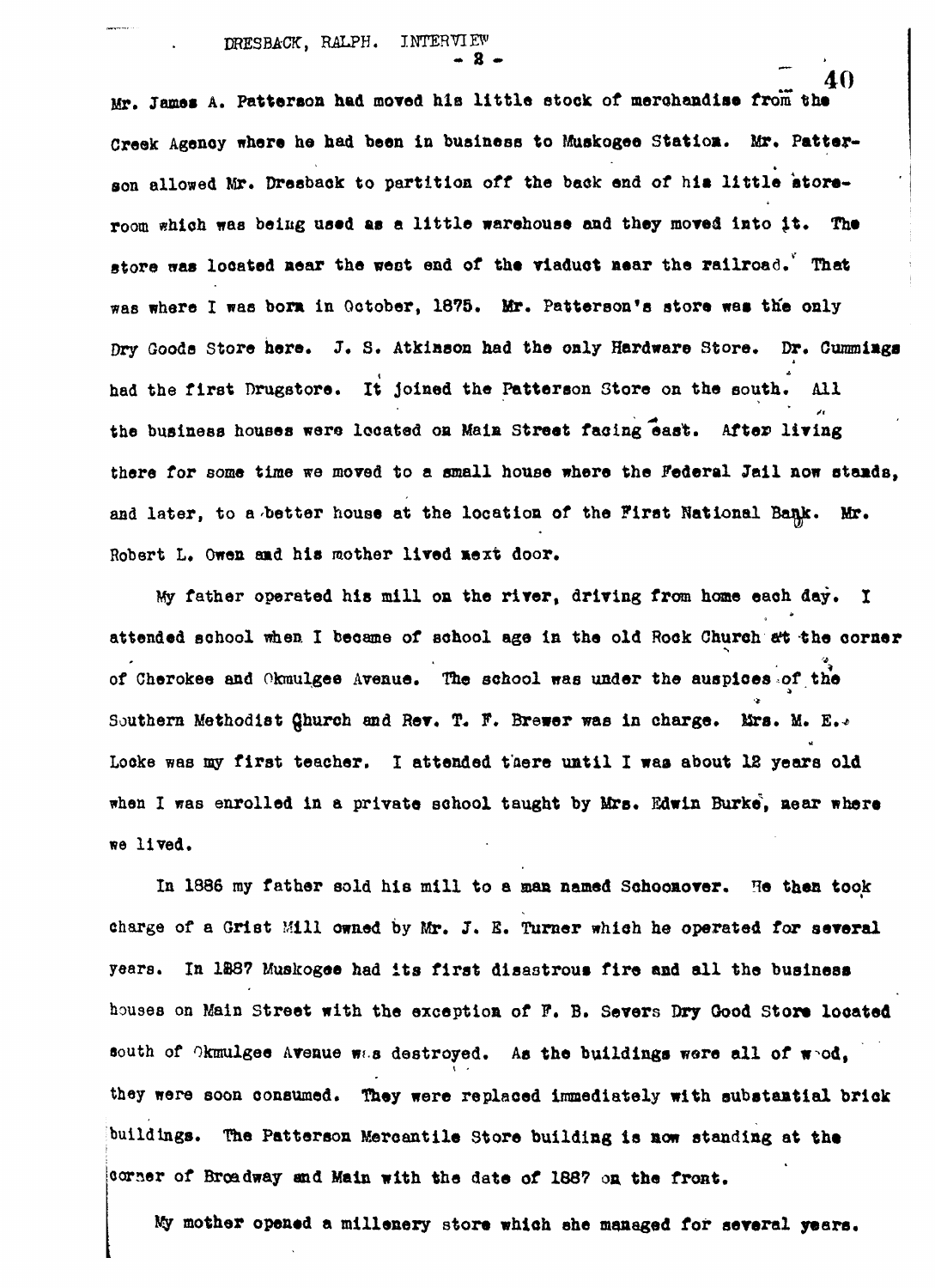Mr. James A. Patterson had moved his little stock of merchandise from the Creek Agency where he had been in business to Muskogee Station. Mr. Patterson allowed Mr. Dresback to partition off the back end of his little storeroom which was being used as a little warehouse and they moved into it. The store was located near the west end of the viaduct near the railroad. That was where I was born in October, 1875. Mr. Patterson's store was the only Dry Goods Store here. J. S. Atkinson had the only Hardware Store. Dr. Cummings had the first Drugstore. It joined the Patterson Store on the south. All the business houses were located on Main Street facing east. After living there for some time we moved to a small house where the Federal Jail now stands, and later, to a better house at the location of the First National Bank. Mr. Robert L. Owen and his mother lived next door.

My father operated his mill on the river, driving from home each day. I attended school when I became of school age in the old Rock Church at the corner of Cherokee and Okmulgee Avenue. The school was under the auspices of the Southern Methodist Church and Rev. T. F. Brewer was in charge. Mrs. M. E. Locke was my first teacher. I attended there until I was about 12 years old when I was enrolled in a private school taught by Mrs. Edwin Burke, near where we lived.

In 1886 my father sold his mill to a man named Schoonover. He then took charge of a Grist Mill owned by Mr. J. E. Turner which he operated for several years. In 1887 Muskogee had its first disastrous fire and all the business houses on Main Street with the exception of F. B. Severs Dry Good Store located south of Okmulgee Avenue was destroyed. As the buildings were all of wood, they were soon consumed. They were replaced immediately with substantial brick buildings. The Patterson Mercantile Store building is now standing at the corner of Broadway and Main with the date of 1887 on the front.

My mother opened a millenery store which she managed for several years.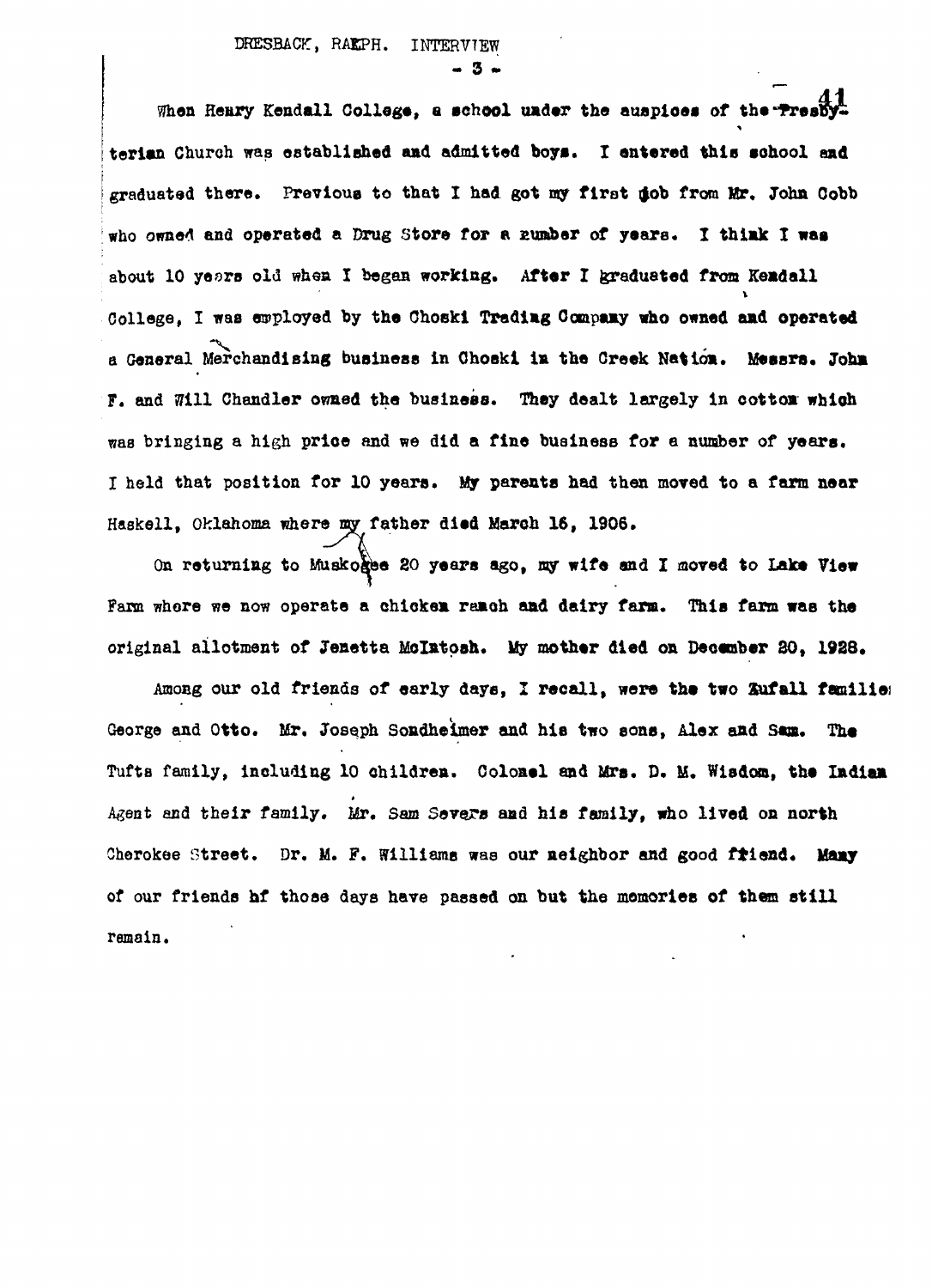When Henry Kendall College, a school under the auspices of the Presbyterian Church was established and admitted boys. I entered this school and graduated there. Previous to that I had got my first job from Mr. John Cobb who owned and operated a Drug Store for a number of years. I think I was about 10 years old when I began working. After I graduated from Kendall College, I was employed by the Choski Trading Company who owned and operated a General Merchandising business in Choski in the Creek Nation. Messrs. John F. and Will Chandler owned the business. They dealt largely in cotton which was bringing a high price and we did a fine business for a number of years. I held that position for 10 years. My parents had then moved to a farm near Haskell, Oklahoma where my father died March 16, 1906.

On returning to Muskogee 20 years ago, my wife and I moved to Lake View Farm where we now operate a chicken ranch and dairy farm. This farm was the original allotment of Jenetta McIntosh. My mother died on December 20, 1928.

Among our old friends of early days, I recall, were the two Zufall families George and Otto. Mr. Joseph Sondheimer and his two sons, Alex and Sam. The Tufts family, including 10 children. Colonel and Mrs. D. M. Wisdom, the Indian Agent and their family. Mr. Sam Severs and his family, who lived on north Cherokee Street. Dr. M. F. Williams was our neighbor and good friend. Many of our friends of those days have passed on but the memories of them still remain.